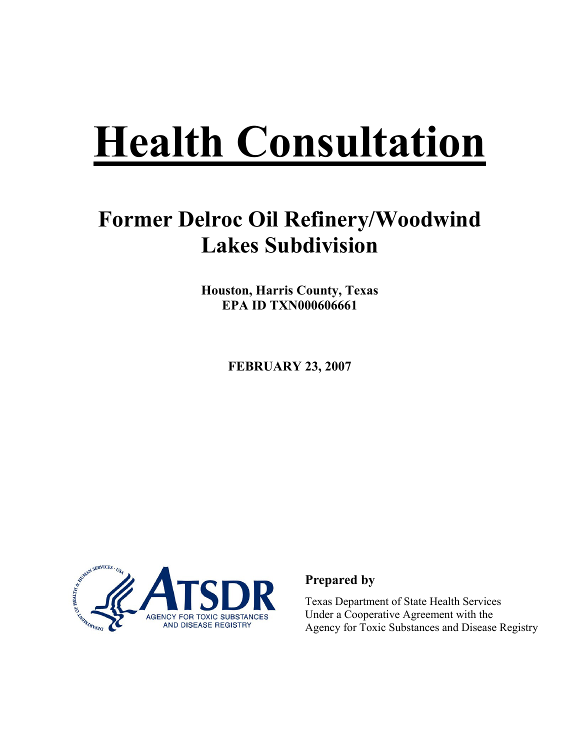# Health Consultation

## Former Delroc Oil Refinery/Woodwind Lakes Subdivision

**Houston, Harris County, Texas**
**EPA ID TXN000606661**

**FEBRUARY 23, 2007**

**Prepared by**

Texas Department of State Health Services
Under a Cooperative Agreement with the
Agency for Toxic Substances and Disease Registry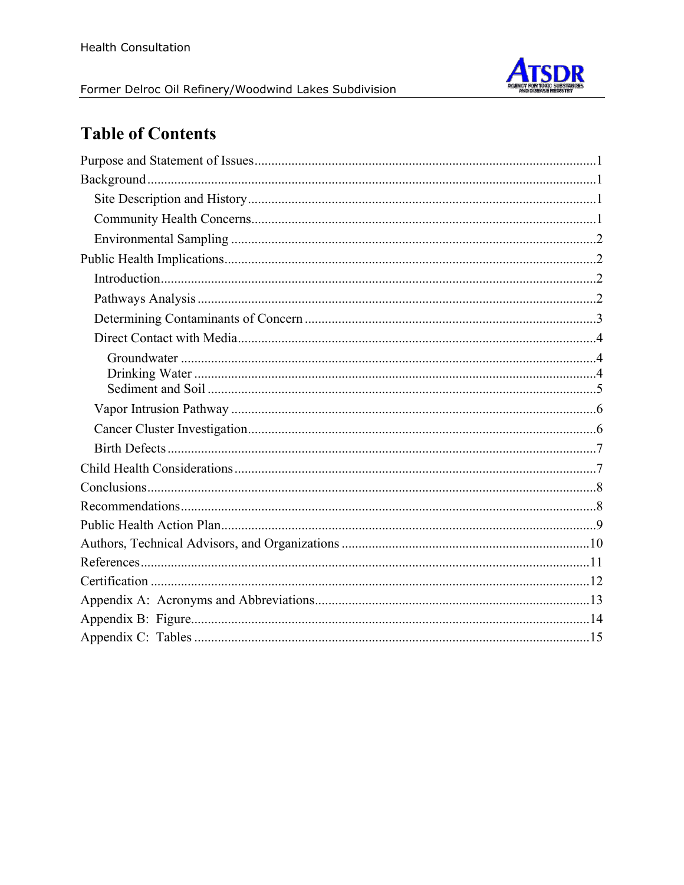# Table of Contents

- Purpose and Statement of Issues ..... 1
- Background ..... 1
  - Site Description and History ..... 1
  - Community Health Concerns ..... 1
  - Environmental Sampling ..... 2
- Public Health Implications ..... 2
  - Introduction ..... 2
  - Pathways Analysis ..... 2
  - Determining Contaminants of Concern ..... 3
  - Direct Contact with Media ..... 4
    - Groundwater ..... 4
    - Drinking Water ..... 4
    - Sediment and Soil ..... 5
  - Vapor Intrusion Pathway ..... 6
  - Cancer Cluster Investigation ..... 6
  - Birth Defects ..... 7
- Child Health Considerations ..... 7
- Conclusions ..... 8
- Recommendations ..... 8
- Public Health Action Plan ..... 9
- Authors, Technical Advisors, and Organizations ..... 10
- References ..... 11
- Certification ..... 12
- Appendix A: Acronyms and Abbreviations ..... 13
- Appendix B: Figure ..... 14
- Appendix C: Tables ..... 15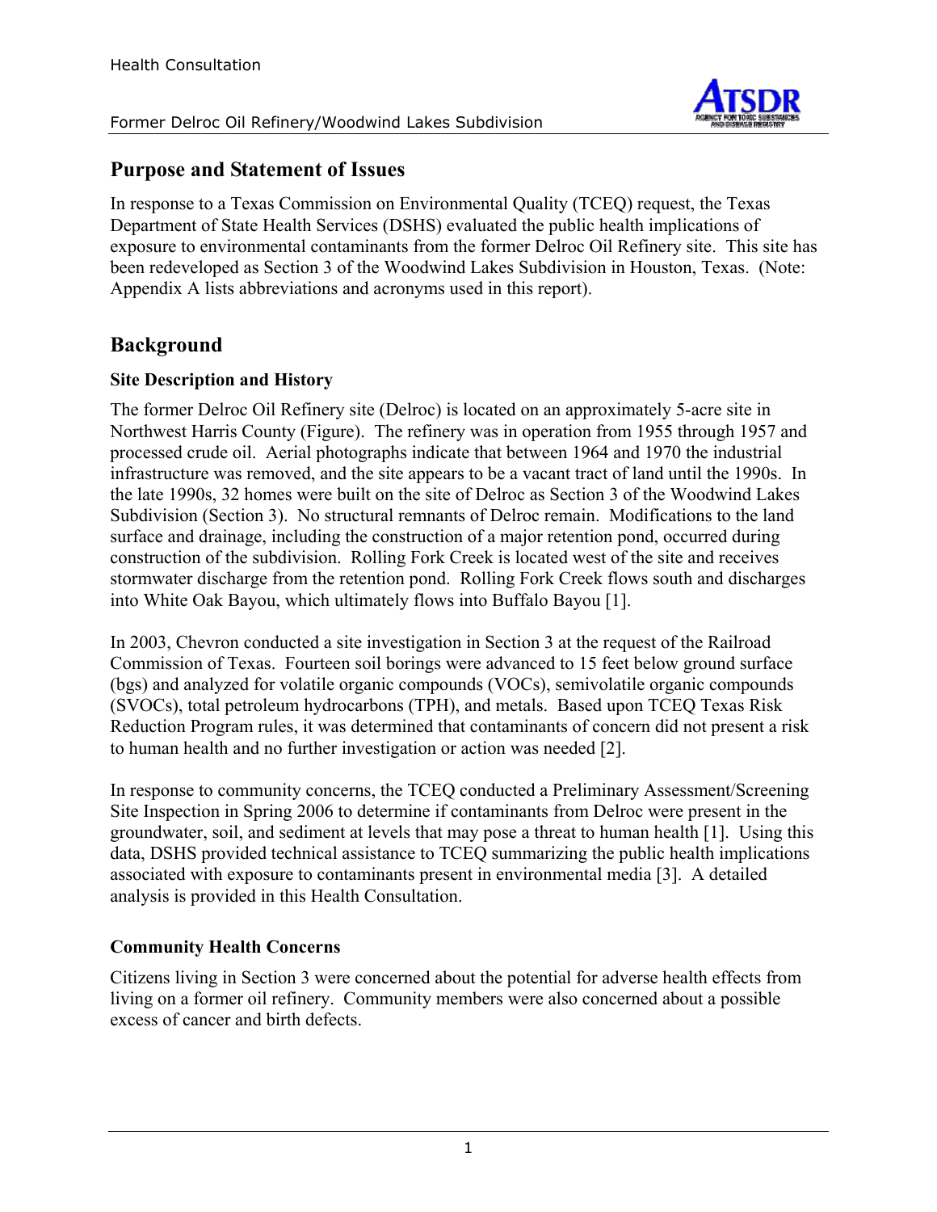## Purpose and Statement of Issues

In response to a Texas Commission on Environmental Quality (TCEQ) request, the Texas Department of State Health Services (DSHS) evaluated the public health implications of exposure to environmental contaminants from the former Delroc Oil Refinery site. This site has been redeveloped as Section 3 of the Woodwind Lakes Subdivision in Houston, Texas. (Note: Appendix A lists abbreviations and acronyms used in this report).

## Background

### Site Description and History

The former Delroc Oil Refinery site (Delroc) is located on an approximately 5-acre site in Northwest Harris County (Figure). The refinery was in operation from 1955 through 1957 and processed crude oil. Aerial photographs indicate that between 1964 and 1970 the industrial infrastructure was removed, and the site appears to be a vacant tract of land until the 1990s. In the late 1990s, 32 homes were built on the site of Delroc as Section 3 of the Woodwind Lakes Subdivision (Section 3). No structural remnants of Delroc remain. Modifications to the land surface and drainage, including the construction of a major retention pond, occurred during construction of the subdivision. Rolling Fork Creek is located west of the site and receives stormwater discharge from the retention pond. Rolling Fork Creek flows south and discharges into White Oak Bayou, which ultimately flows into Buffalo Bayou [1].

In 2003, Chevron conducted a site investigation in Section 3 at the request of the Railroad Commission of Texas. Fourteen soil borings were advanced to 15 feet below ground surface (bgs) and analyzed for volatile organic compounds (VOCs), semivolatile organic compounds (SVOCs), total petroleum hydrocarbons (TPH), and metals. Based upon TCEQ Texas Risk Reduction Program rules, it was determined that contaminants of concern did not present a risk to human health and no further investigation or action was needed [2].

In response to community concerns, the TCEQ conducted a Preliminary Assessment/Screening Site Inspection in Spring 2006 to determine if contaminants from Delroc were present in the groundwater, soil, and sediment at levels that may pose a threat to human health [1]. Using this data, DSHS provided technical assistance to TCEQ summarizing the public health implications associated with exposure to contaminants present in environmental media [3]. A detailed analysis is provided in this Health Consultation.

### Community Health Concerns

Citizens living in Section 3 were concerned about the potential for adverse health effects from living on a former oil refinery. Community members were also concerned about a possible excess of cancer and birth defects.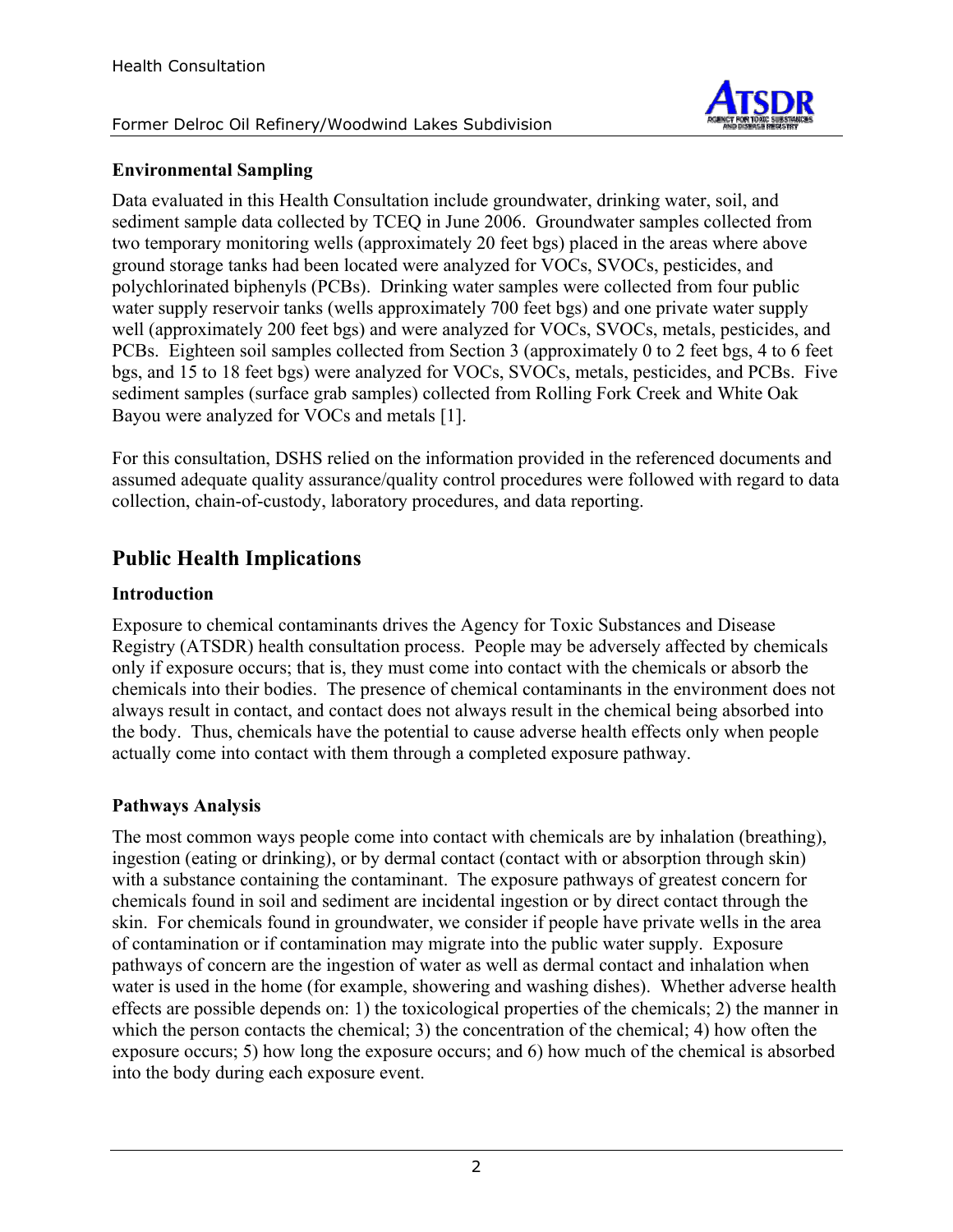### Environmental Sampling

Data evaluated in this Health Consultation include groundwater, drinking water, soil, and sediment sample data collected by TCEQ in June 2006. Groundwater samples collected from two temporary monitoring wells (approximately 20 feet bgs) placed in the areas where above ground storage tanks had been located were analyzed for VOCs, SVOCs, pesticides, and polychlorinated biphenyls (PCBs). Drinking water samples were collected from four public water supply reservoir tanks (wells approximately 700 feet bgs) and one private water supply well (approximately 200 feet bgs) and were analyzed for VOCs, SVOCs, metals, pesticides, and PCBs. Eighteen soil samples collected from Section 3 (approximately 0 to 2 feet bgs, 4 to 6 feet bgs, and 15 to 18 feet bgs) were analyzed for VOCs, SVOCs, metals, pesticides, and PCBs. Five sediment samples (surface grab samples) collected from Rolling Fork Creek and White Oak Bayou were analyzed for VOCs and metals [1].

For this consultation, DSHS relied on the information provided in the referenced documents and assumed adequate quality assurance/quality control procedures were followed with regard to data collection, chain-of-custody, laboratory procedures, and data reporting.

## Public Health Implications

### Introduction

Exposure to chemical contaminants drives the Agency for Toxic Substances and Disease Registry (ATSDR) health consultation process. People may be adversely affected by chemicals only if exposure occurs; that is, they must come into contact with the chemicals or absorb the chemicals into their bodies. The presence of chemical contaminants in the environment does not always result in contact, and contact does not always result in the chemical being absorbed into the body. Thus, chemicals have the potential to cause adverse health effects only when people actually come into contact with them through a completed exposure pathway.

### Pathways Analysis

The most common ways people come into contact with chemicals are by inhalation (breathing), ingestion (eating or drinking), or by dermal contact (contact with or absorption through skin) with a substance containing the contaminant. The exposure pathways of greatest concern for chemicals found in soil and sediment are incidental ingestion or by direct contact through the skin. For chemicals found in groundwater, we consider if people have private wells in the area of contamination or if contamination may migrate into the public water supply. Exposure pathways of concern are the ingestion of water as well as dermal contact and inhalation when water is used in the home (for example, showering and washing dishes). Whether adverse health effects are possible depends on: 1) the toxicological properties of the chemicals; 2) the manner in which the person contacts the chemical; 3) the concentration of the chemical; 4) how often the exposure occurs; 5) how long the exposure occurs; and 6) how much of the chemical is absorbed into the body during each exposure event.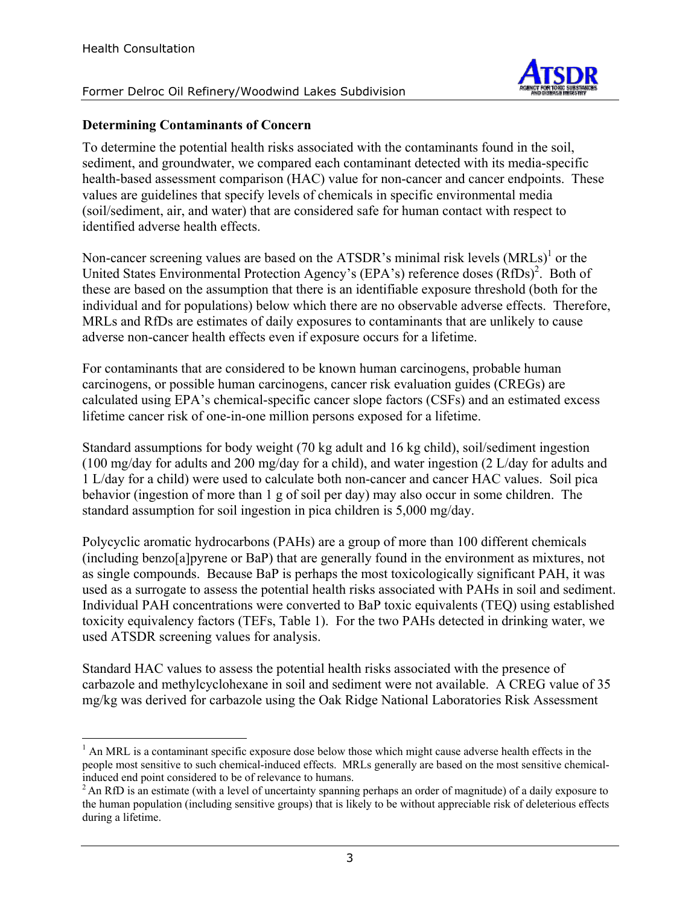### Determining Contaminants of Concern

To determine the potential health risks associated with the contaminants found in the soil, sediment, and groundwater, we compared each contaminant detected with its media-specific health-based assessment comparison (HAC) value for non-cancer and cancer endpoints. These values are guidelines that specify levels of chemicals in specific environmental media (soil/sediment, air, and water) that are considered safe for human contact with respect to identified adverse health effects.

Non-cancer screening values are based on the ATSDR's minimal risk levels (MRLs)[1] or the United States Environmental Protection Agency's (EPA's) reference doses (RfDs)[2]. Both of these are based on the assumption that there is an identifiable exposure threshold (both for the individual and for populations) below which there are no observable adverse effects. Therefore, MRLs and RfDs are estimates of daily exposures to contaminants that are unlikely to cause adverse non-cancer health effects even if exposure occurs for a lifetime.

For contaminants that are considered to be known human carcinogens, probable human carcinogens, or possible human carcinogens, cancer risk evaluation guides (CREGs) are calculated using EPA's chemical-specific cancer slope factors (CSFs) and an estimated excess lifetime cancer risk of one-in-one million persons exposed for a lifetime.

Standard assumptions for body weight (70 kg adult and 16 kg child), soil/sediment ingestion (100 mg/day for adults and 200 mg/day for a child), and water ingestion (2 L/day for adults and 1 L/day for a child) were used to calculate both non-cancer and cancer HAC values. Soil pica behavior (ingestion of more than 1 g of soil per day) may also occur in some children. The standard assumption for soil ingestion in pica children is 5,000 mg/day.

Polycyclic aromatic hydrocarbons (PAHs) are a group of more than 100 different chemicals (including benzo[a]pyrene or BaP) that are generally found in the environment as mixtures, not as single compounds. Because BaP is perhaps the most toxicologically significant PAH, it was used as a surrogate to assess the potential health risks associated with PAHs in soil and sediment. Individual PAH concentrations were converted to BaP toxic equivalents (TEQ) using established toxicity equivalency factors (TEFs, Table 1). For the two PAHs detected in drinking water, we used ATSDR screening values for analysis.

Standard HAC values to assess the potential health risks associated with the presence of carbazole and methylcyclohexane in soil and sediment were not available. A CREG value of 35 mg/kg was derived for carbazole using the Oak Ridge National Laboratories Risk Assessment

---

[1] An MRL is a contaminant specific exposure dose below those which might cause adverse health effects in the people most sensitive to such chemical-induced effects. MRLs generally are based on the most sensitive chemical-induced end point considered to be of relevance to humans.

[2] An RfD is an estimate (with a level of uncertainty spanning perhaps an order of magnitude) of a daily exposure to the human population (including sensitive groups) that is likely to be without appreciable risk of deleterious effects during a lifetime.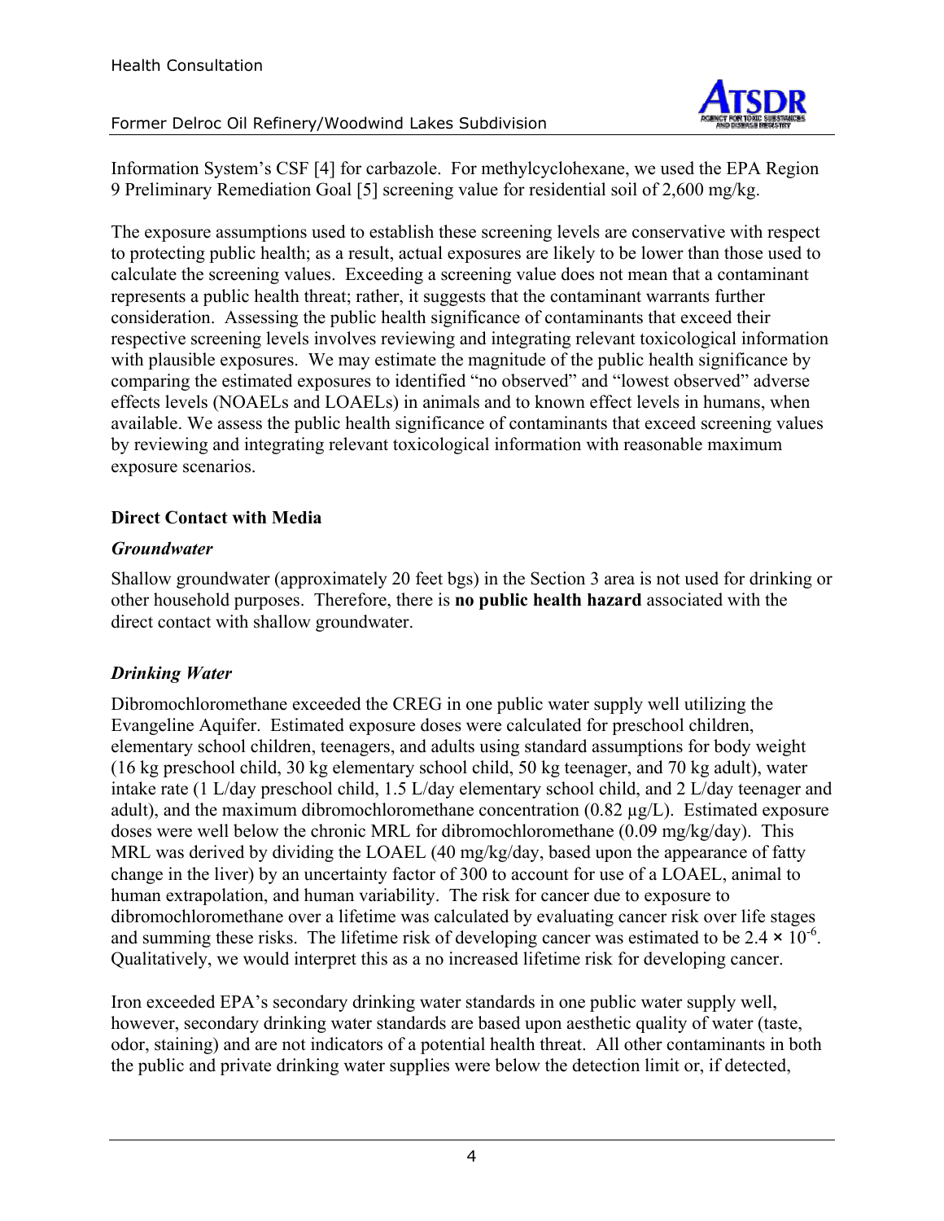Information System's CSF [4] for carbazole. For methylcyclohexane, we used the EPA Region 9 Preliminary Remediation Goal [5] screening value for residential soil of 2,600 mg/kg.

The exposure assumptions used to establish these screening levels are conservative with respect to protecting public health; as a result, actual exposures are likely to be lower than those used to calculate the screening values. Exceeding a screening value does not mean that a contaminant represents a public health threat; rather, it suggests that the contaminant warrants further consideration. Assessing the public health significance of contaminants that exceed their respective screening levels involves reviewing and integrating relevant toxicological information with plausible exposures. We may estimate the magnitude of the public health significance by comparing the estimated exposures to identified "no observed" and "lowest observed" adverse effects levels (NOAELs and LOAELs) in animals and to known effect levels in humans, when available. We assess the public health significance of contaminants that exceed screening values by reviewing and integrating relevant toxicological information with reasonable maximum exposure scenarios.

### Direct Contact with Media

#### *Groundwater*

Shallow groundwater (approximately 20 feet bgs) in the Section 3 area is not used for drinking or other household purposes. Therefore, there is **no public health hazard** associated with the direct contact with shallow groundwater.

#### *Drinking Water*

Dibromochloromethane exceeded the CREG in one public water supply well utilizing the Evangeline Aquifer. Estimated exposure doses were calculated for preschool children, elementary school children, teenagers, and adults using standard assumptions for body weight (16 kg preschool child, 30 kg elementary school child, 50 kg teenager, and 70 kg adult), water intake rate (1 L/day preschool child, 1.5 L/day elementary school child, and 2 L/day teenager and adult), and the maximum dibromochloromethane concentration (0.82 µg/L). Estimated exposure doses were well below the chronic MRL for dibromochloromethane (0.09 mg/kg/day). This MRL was derived by dividing the LOAEL (40 mg/kg/day, based upon the appearance of fatty change in the liver) by an uncertainty factor of 300 to account for use of a LOAEL, animal to human extrapolation, and human variability. The risk for cancer due to exposure to dibromochloromethane over a lifetime was calculated by evaluating cancer risk over life stages and summing these risks. The lifetime risk of developing cancer was estimated to be $2.4 \times 10^{-6}$. Qualitatively, we would interpret this as a no increased lifetime risk for developing cancer.

Iron exceeded EPA's secondary drinking water standards in one public water supply well, however, secondary drinking water standards are based upon aesthetic quality of water (taste, odor, staining) and are not indicators of a potential health threat. All other contaminants in both the public and private drinking water supplies were below the detection limit or, if detected,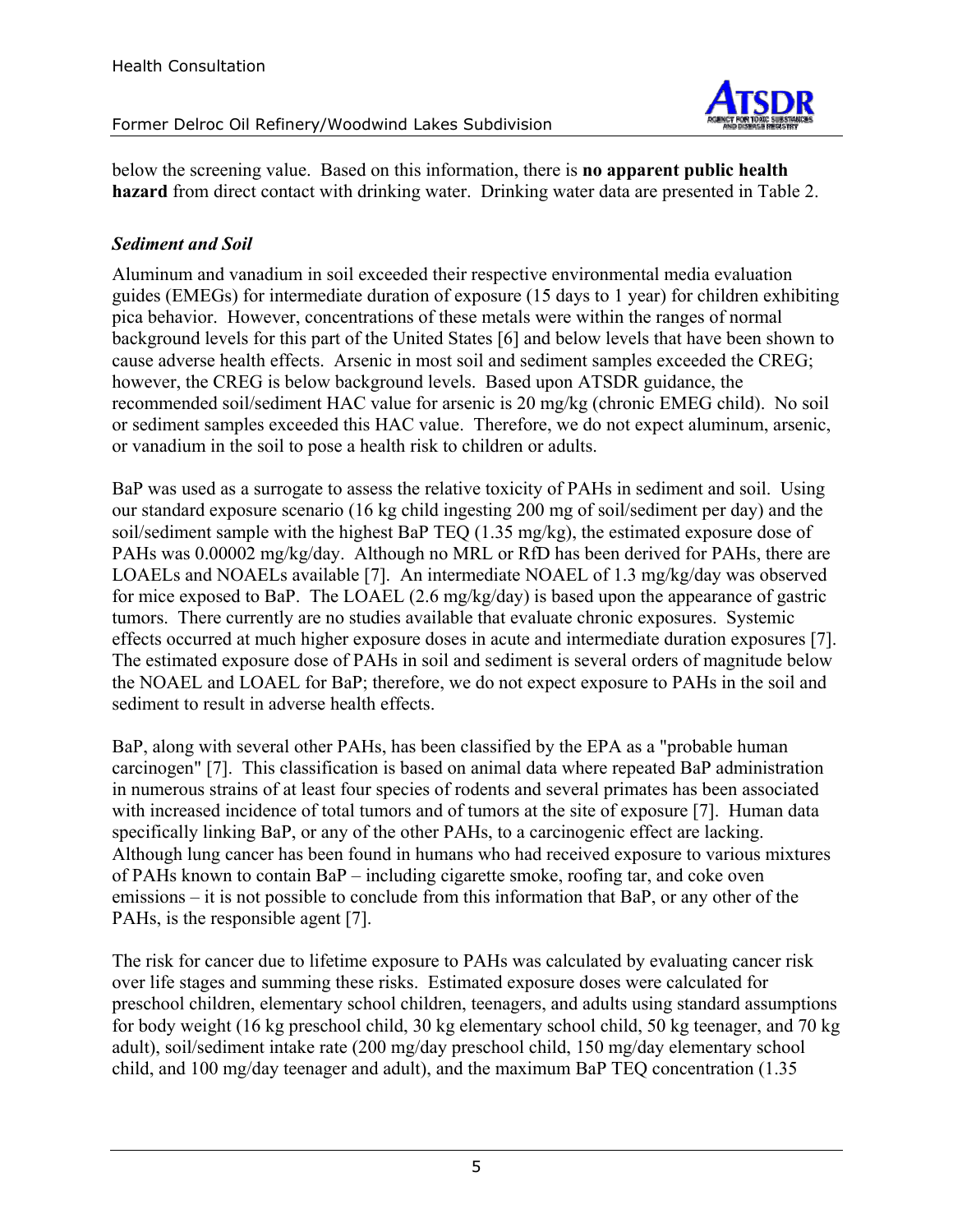below the screening value. Based on this information, there is **no apparent public health hazard** from direct contact with drinking water. Drinking water data are presented in Table 2.

### *Sediment and Soil*

Aluminum and vanadium in soil exceeded their respective environmental media evaluation guides (EMEGs) for intermediate duration of exposure (15 days to 1 year) for children exhibiting pica behavior. However, concentrations of these metals were within the ranges of normal background levels for this part of the United States [6] and below levels that have been shown to cause adverse health effects. Arsenic in most soil and sediment samples exceeded the CREG; however, the CREG is below background levels. Based upon ATSDR guidance, the recommended soil/sediment HAC value for arsenic is 20 mg/kg (chronic EMEG child). No soil or sediment samples exceeded this HAC value. Therefore, we do not expect aluminum, arsenic, or vanadium in the soil to pose a health risk to children or adults.

BaP was used as a surrogate to assess the relative toxicity of PAHs in sediment and soil. Using our standard exposure scenario (16 kg child ingesting 200 mg of soil/sediment per day) and the soil/sediment sample with the highest BaP TEQ (1.35 mg/kg), the estimated exposure dose of PAHs was 0.00002 mg/kg/day. Although no MRL or RfD has been derived for PAHs, there are LOAELs and NOAELs available [7]. An intermediate NOAEL of 1.3 mg/kg/day was observed for mice exposed to BaP. The LOAEL (2.6 mg/kg/day) is based upon the appearance of gastric tumors. There currently are no studies available that evaluate chronic exposures. Systemic effects occurred at much higher exposure doses in acute and intermediate duration exposures [7]. The estimated exposure dose of PAHs in soil and sediment is several orders of magnitude below the NOAEL and LOAEL for BaP; therefore, we do not expect exposure to PAHs in the soil and sediment to result in adverse health effects.

BaP, along with several other PAHs, has been classified by the EPA as a "probable human carcinogen" [7]. This classification is based on animal data where repeated BaP administration in numerous strains of at least four species of rodents and several primates has been associated with increased incidence of total tumors and of tumors at the site of exposure [7]. Human data specifically linking BaP, or any of the other PAHs, to a carcinogenic effect are lacking. Although lung cancer has been found in humans who had received exposure to various mixtures of PAHs known to contain BaP – including cigarette smoke, roofing tar, and coke oven emissions – it is not possible to conclude from this information that BaP, or any other of the PAHs, is the responsible agent [7].

The risk for cancer due to lifetime exposure to PAHs was calculated by evaluating cancer risk over life stages and summing these risks. Estimated exposure doses were calculated for preschool children, elementary school children, teenagers, and adults using standard assumptions for body weight (16 kg preschool child, 30 kg elementary school child, 50 kg teenager, and 70 kg adult), soil/sediment intake rate (200 mg/day preschool child, 150 mg/day elementary school child, and 100 mg/day teenager and adult), and the maximum BaP TEQ concentration (1.35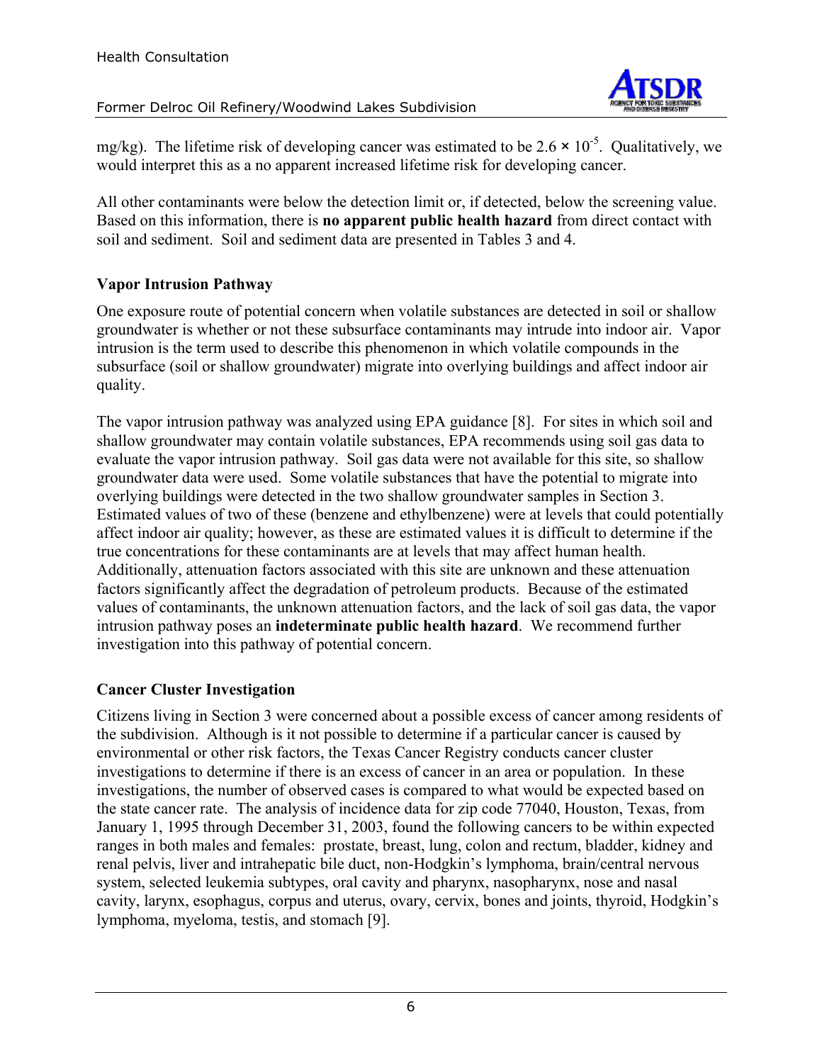mg/kg). The lifetime risk of developing cancer was estimated to be $2.6 \times 10^{-5}$. Qualitatively, we would interpret this as a no apparent increased lifetime risk for developing cancer.

All other contaminants were below the detection limit or, if detected, below the screening value. Based on this information, there is **no apparent public health hazard** from direct contact with soil and sediment. Soil and sediment data are presented in Tables 3 and 4.

### Vapor Intrusion Pathway

One exposure route of potential concern when volatile substances are detected in soil or shallow groundwater is whether or not these subsurface contaminants may intrude into indoor air. Vapor intrusion is the term used to describe this phenomenon in which volatile compounds in the subsurface (soil or shallow groundwater) migrate into overlying buildings and affect indoor air quality.

The vapor intrusion pathway was analyzed using EPA guidance [8]. For sites in which soil and shallow groundwater may contain volatile substances, EPA recommends using soil gas data to evaluate the vapor intrusion pathway. Soil gas data were not available for this site, so shallow groundwater data were used. Some volatile substances that have the potential to migrate into overlying buildings were detected in the two shallow groundwater samples in Section 3. Estimated values of two of these (benzene and ethylbenzene) were at levels that could potentially affect indoor air quality; however, as these are estimated values it is difficult to determine if the true concentrations for these contaminants are at levels that may affect human health. Additionally, attenuation factors associated with this site are unknown and these attenuation factors significantly affect the degradation of petroleum products. Because of the estimated values of contaminants, the unknown attenuation factors, and the lack of soil gas data, the vapor intrusion pathway poses an **indeterminate public health hazard**. We recommend further investigation into this pathway of potential concern.

### Cancer Cluster Investigation

Citizens living in Section 3 were concerned about a possible excess of cancer among residents of the subdivision. Although is it not possible to determine if a particular cancer is caused by environmental or other risk factors, the Texas Cancer Registry conducts cancer cluster investigations to determine if there is an excess of cancer in an area or population. In these investigations, the number of observed cases is compared to what would be expected based on the state cancer rate. The analysis of incidence data for zip code 77040, Houston, Texas, from January 1, 1995 through December 31, 2003, found the following cancers to be within expected ranges in both males and females: prostate, breast, lung, colon and rectum, bladder, kidney and renal pelvis, liver and intrahepatic bile duct, non-Hodgkin's lymphoma, brain/central nervous system, selected leukemia subtypes, oral cavity and pharynx, nasopharynx, nose and nasal cavity, larynx, esophagus, corpus and uterus, ovary, cervix, bones and joints, thyroid, Hodgkin's lymphoma, myeloma, testis, and stomach [9].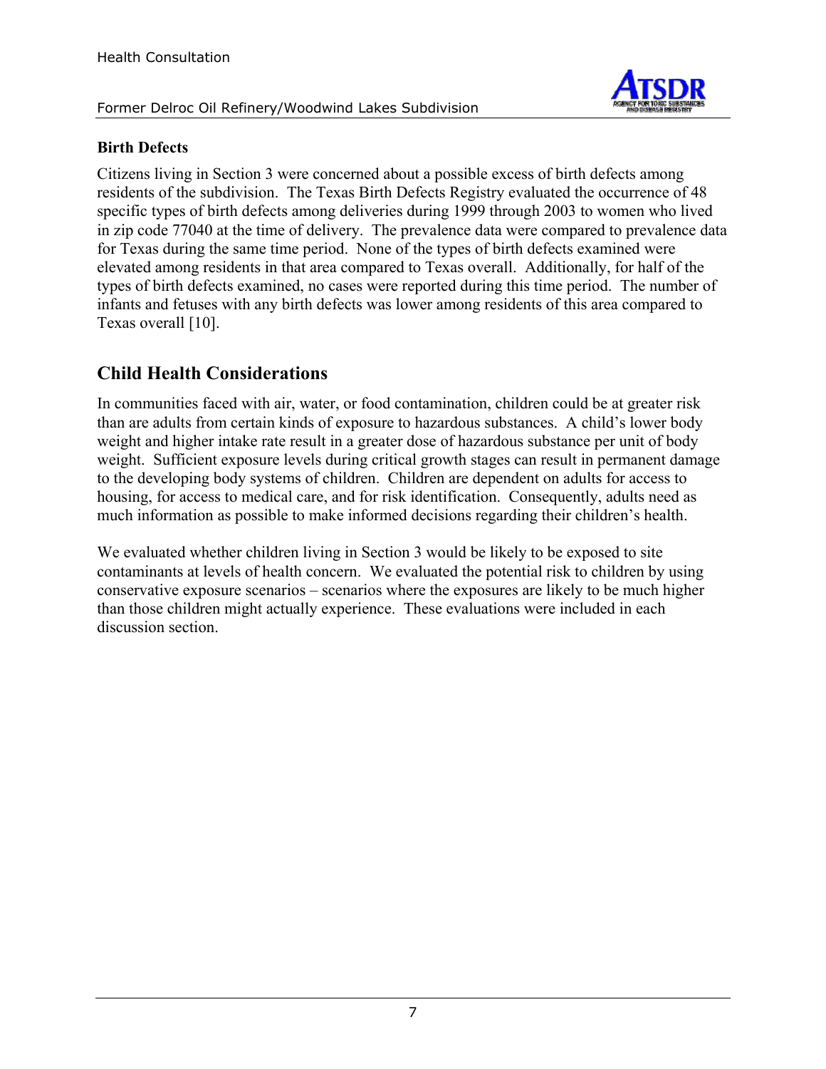### Birth Defects

Citizens living in Section 3 were concerned about a possible excess of birth defects among residents of the subdivision. The Texas Birth Defects Registry evaluated the occurrence of 48 specific types of birth defects among deliveries during 1999 through 2003 to women who lived in zip code 77040 at the time of delivery. The prevalence data were compared to prevalence data for Texas during the same time period. None of the types of birth defects examined were elevated among residents in that area compared to Texas overall. Additionally, for half of the types of birth defects examined, no cases were reported during this time period. The number of infants and fetuses with any birth defects was lower among residents of this area compared to Texas overall [10].

## Child Health Considerations

In communities faced with air, water, or food contamination, children could be at greater risk than are adults from certain kinds of exposure to hazardous substances. A child's lower body weight and higher intake rate result in a greater dose of hazardous substance per unit of body weight. Sufficient exposure levels during critical growth stages can result in permanent damage to the developing body systems of children. Children are dependent on adults for access to housing, for access to medical care, and for risk identification. Consequently, adults need as much information as possible to make informed decisions regarding their children's health.

We evaluated whether children living in Section 3 would be likely to be exposed to site contaminants at levels of health concern. We evaluated the potential risk to children by using conservative exposure scenarios – scenarios where the exposures are likely to be much higher than those children might actually experience. These evaluations were included in each discussion section.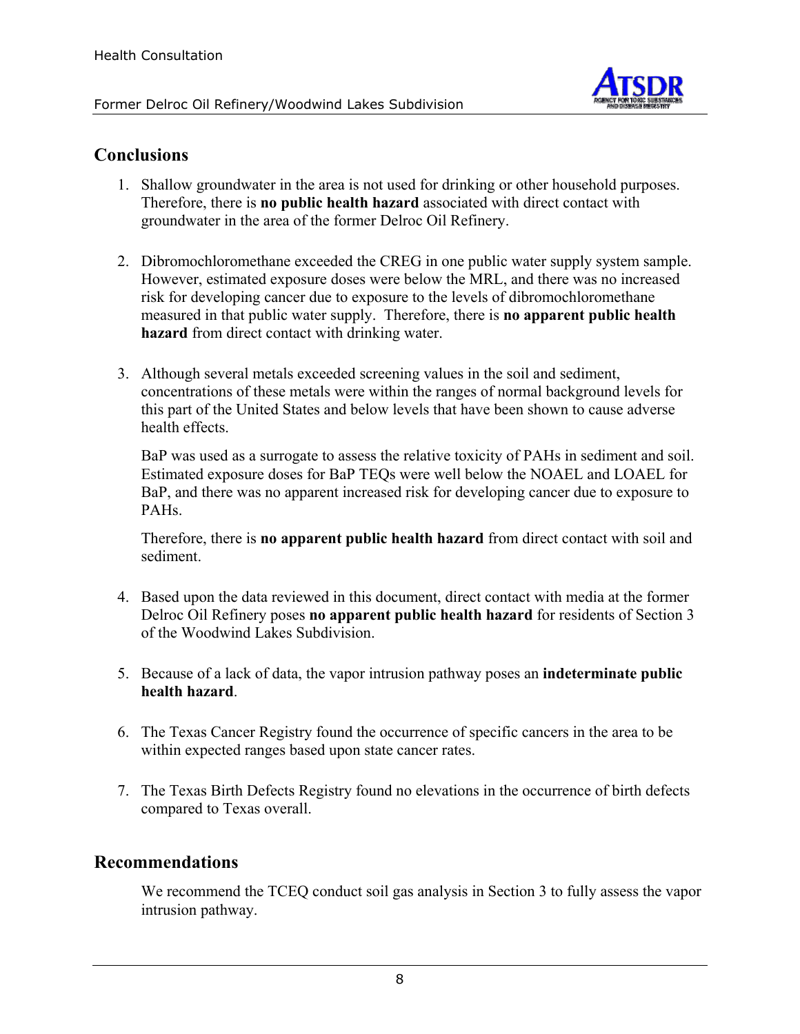## Conclusions

1. Shallow groundwater in the area is not used for drinking or other household purposes. Therefore, there is **no public health hazard** associated with direct contact with groundwater in the area of the former Delroc Oil Refinery.

2. Dibromochloromethane exceeded the CREG in one public water supply system sample. However, estimated exposure doses were below the MRL, and there was no increased risk for developing cancer due to exposure to the levels of dibromochloromethane measured in that public water supply. Therefore, there is **no apparent public health hazard** from direct contact with drinking water.

3. Although several metals exceeded screening values in the soil and sediment, concentrations of these metals were within the ranges of normal background levels for this part of the United States and below levels that have been shown to cause adverse health effects.

   BaP was used as a surrogate to assess the relative toxicity of PAHs in sediment and soil. Estimated exposure doses for BaP TEQs were well below the NOAEL and LOAEL for BaP, and there was no apparent increased risk for developing cancer due to exposure to PAHs.

   Therefore, there is **no apparent public health hazard** from direct contact with soil and sediment.

4. Based upon the data reviewed in this document, direct contact with media at the former Delroc Oil Refinery poses **no apparent public health hazard** for residents of Section 3 of the Woodwind Lakes Subdivision.

5. Because of a lack of data, the vapor intrusion pathway poses an **indeterminate public health hazard**.

6. The Texas Cancer Registry found the occurrence of specific cancers in the area to be within expected ranges based upon state cancer rates.

7. The Texas Birth Defects Registry found no elevations in the occurrence of birth defects compared to Texas overall.

## Recommendations

We recommend the TCEQ conduct soil gas analysis in Section 3 to fully assess the vapor intrusion pathway.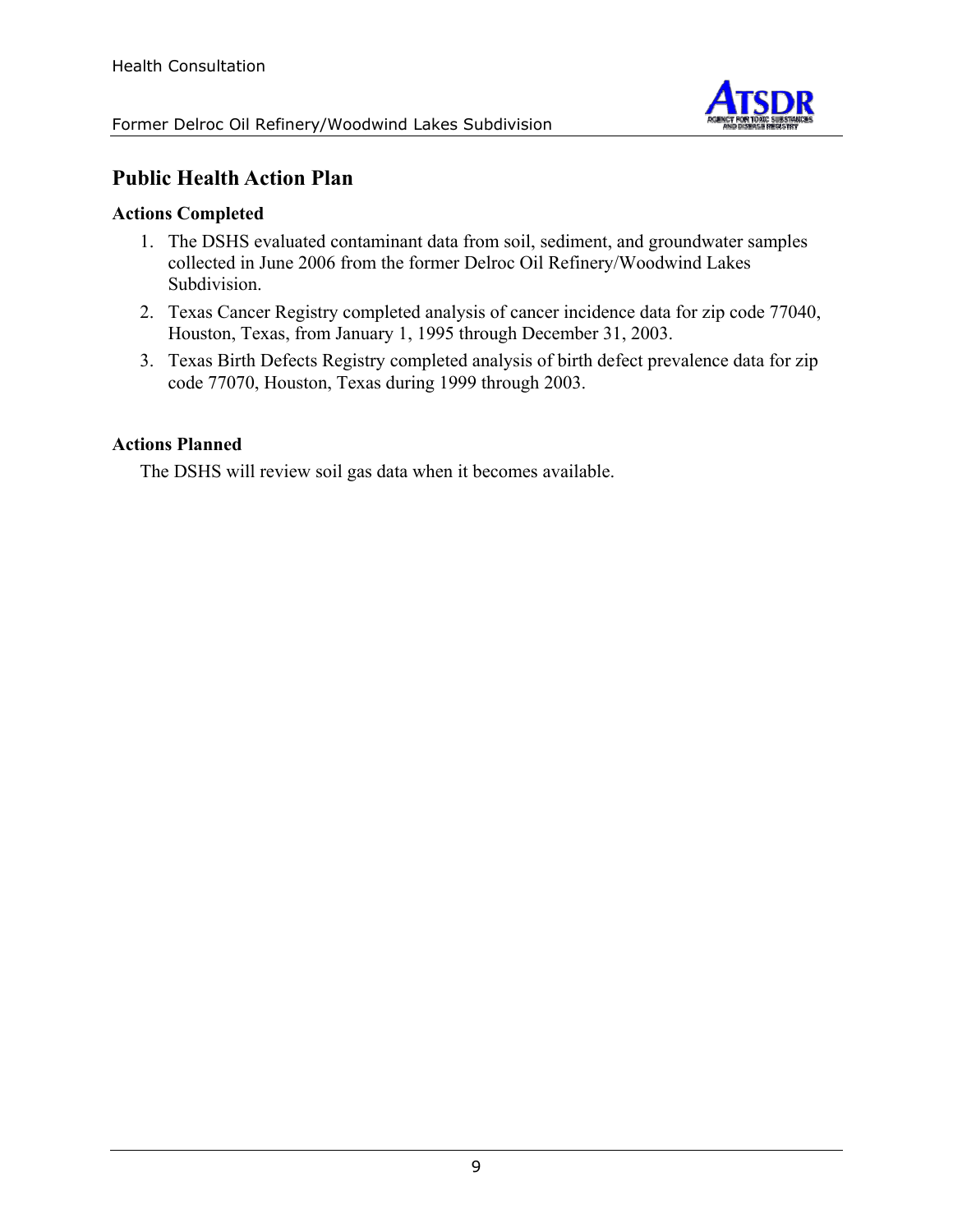## Public Health Action Plan

### Actions Completed

1. The DSHS evaluated contaminant data from soil, sediment, and groundwater samples collected in June 2006 from the former Delroc Oil Refinery/Woodwind Lakes Subdivision.
2. Texas Cancer Registry completed analysis of cancer incidence data for zip code 77040, Houston, Texas, from January 1, 1995 through December 31, 2003.
3. Texas Birth Defects Registry completed analysis of birth defect prevalence data for zip code 77070, Houston, Texas during 1999 through 2003.

### Actions Planned

The DSHS will review soil gas data when it becomes available.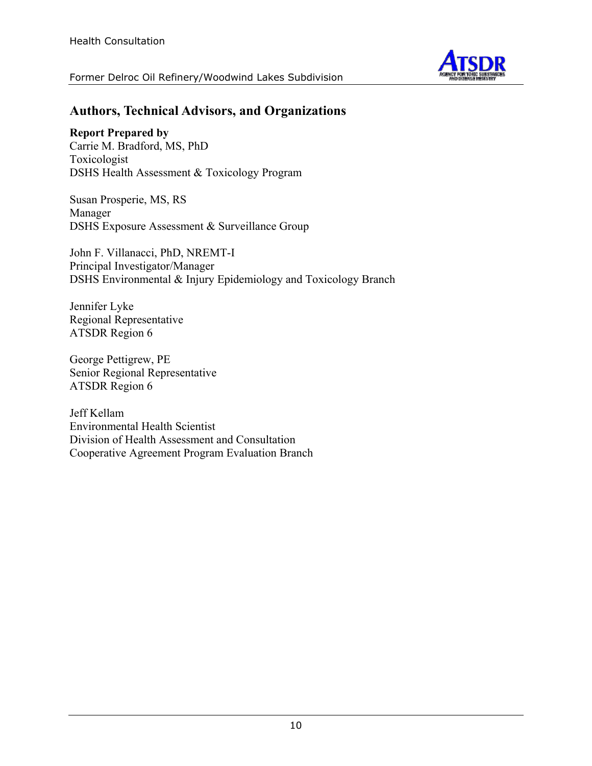## Authors, Technical Advisors, and Organizations

**Report Prepared by**
Carrie M. Bradford, MS, PhD
Toxicologist
DSHS Health Assessment & Toxicology Program

Susan Prosperie, MS, RS
Manager
DSHS Exposure Assessment & Surveillance Group

John F. Villanacci, PhD, NREMT-I
Principal Investigator/Manager
DSHS Environmental & Injury Epidemiology and Toxicology Branch

Jennifer Lyke
Regional Representative
ATSDR Region 6

George Pettigrew, PE
Senior Regional Representative
ATSDR Region 6

Jeff Kellam
Environmental Health Scientist
Division of Health Assessment and Consultation
Cooperative Agreement Program Evaluation Branch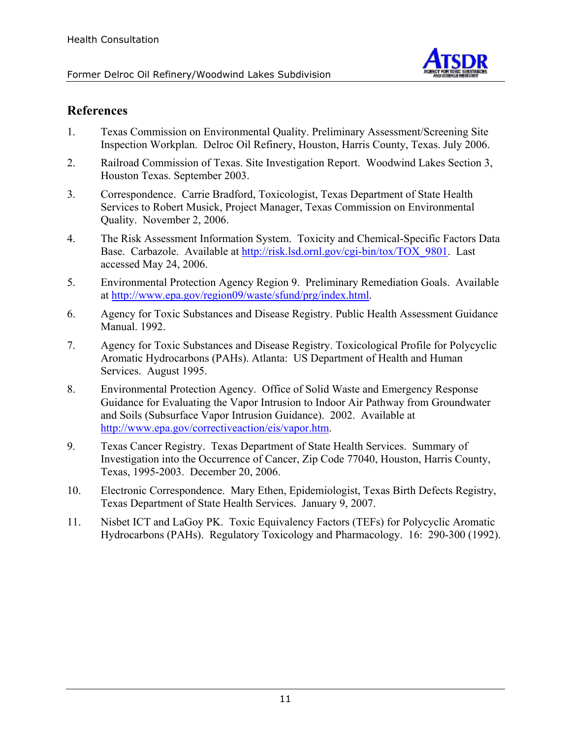## References

1. Texas Commission on Environmental Quality. Preliminary Assessment/Screening Site Inspection Workplan. Delroc Oil Refinery, Houston, Harris County, Texas. July 2006.

2. Railroad Commission of Texas. Site Investigation Report. Woodwind Lakes Section 3, Houston Texas. September 2003.

3. Correspondence. Carrie Bradford, Toxicologist, Texas Department of State Health Services to Robert Musick, Project Manager, Texas Commission on Environmental Quality. November 2, 2006.

4. The Risk Assessment Information System. Toxicity and Chemical-Specific Factors Data Base. Carbazole. Available at http://risk.lsd.ornl.gov/cgi-bin/tox/TOX_9801. Last accessed May 24, 2006.

5. Environmental Protection Agency Region 9. Preliminary Remediation Goals. Available at http://www.epa.gov/region09/waste/sfund/prg/index.html.

6. Agency for Toxic Substances and Disease Registry. Public Health Assessment Guidance Manual. 1992.

7. Agency for Toxic Substances and Disease Registry. Toxicological Profile for Polycyclic Aromatic Hydrocarbons (PAHs). Atlanta: US Department of Health and Human Services. August 1995.

8. Environmental Protection Agency. Office of Solid Waste and Emergency Response Guidance for Evaluating the Vapor Intrusion to Indoor Air Pathway from Groundwater and Soils (Subsurface Vapor Intrusion Guidance). 2002. Available at http://www.epa.gov/correctiveaction/eis/vapor.htm.

9. Texas Cancer Registry. Texas Department of State Health Services. Summary of Investigation into the Occurrence of Cancer, Zip Code 77040, Houston, Harris County, Texas, 1995-2003. December 20, 2006.

10. Electronic Correspondence. Mary Ethen, Epidemiologist, Texas Birth Defects Registry, Texas Department of State Health Services. January 9, 2007.

11. Nisbet ICT and LaGoy PK. Toxic Equivalency Factors (TEFs) for Polycyclic Aromatic Hydrocarbons (PAHs). Regulatory Toxicology and Pharmacology. 16: 290-300 (1992).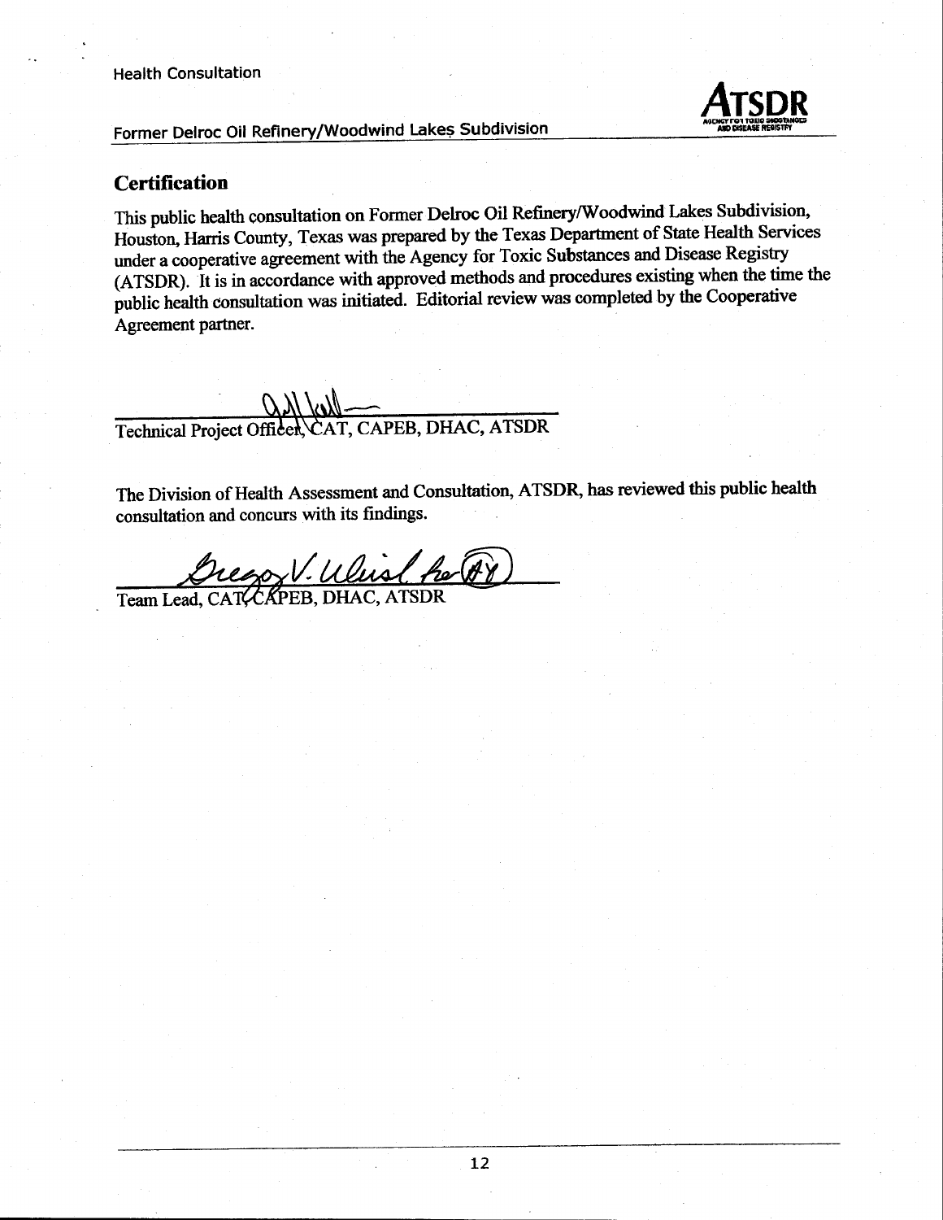## Certification

This public health consultation on Former Delroc Oil Refinery/Woodwind Lakes Subdivision, Houston, Harris County, Texas was prepared by the Texas Department of State Health Services under a cooperative agreement with the Agency for Toxic Substances and Disease Registry (ATSDR). It is in accordance with approved methods and procedures existing when the time the public health consultation was initiated. Editorial review was completed by the Cooperative Agreement partner.

Technical Project Officer, CAT, CAPEB, DHAC, ATSDR

The Division of Health Assessment and Consultation, ATSDR, has reviewed this public health consultation and concurs with its findings.

Team Lead, CAT, CAPEB, DHAC, ATSDR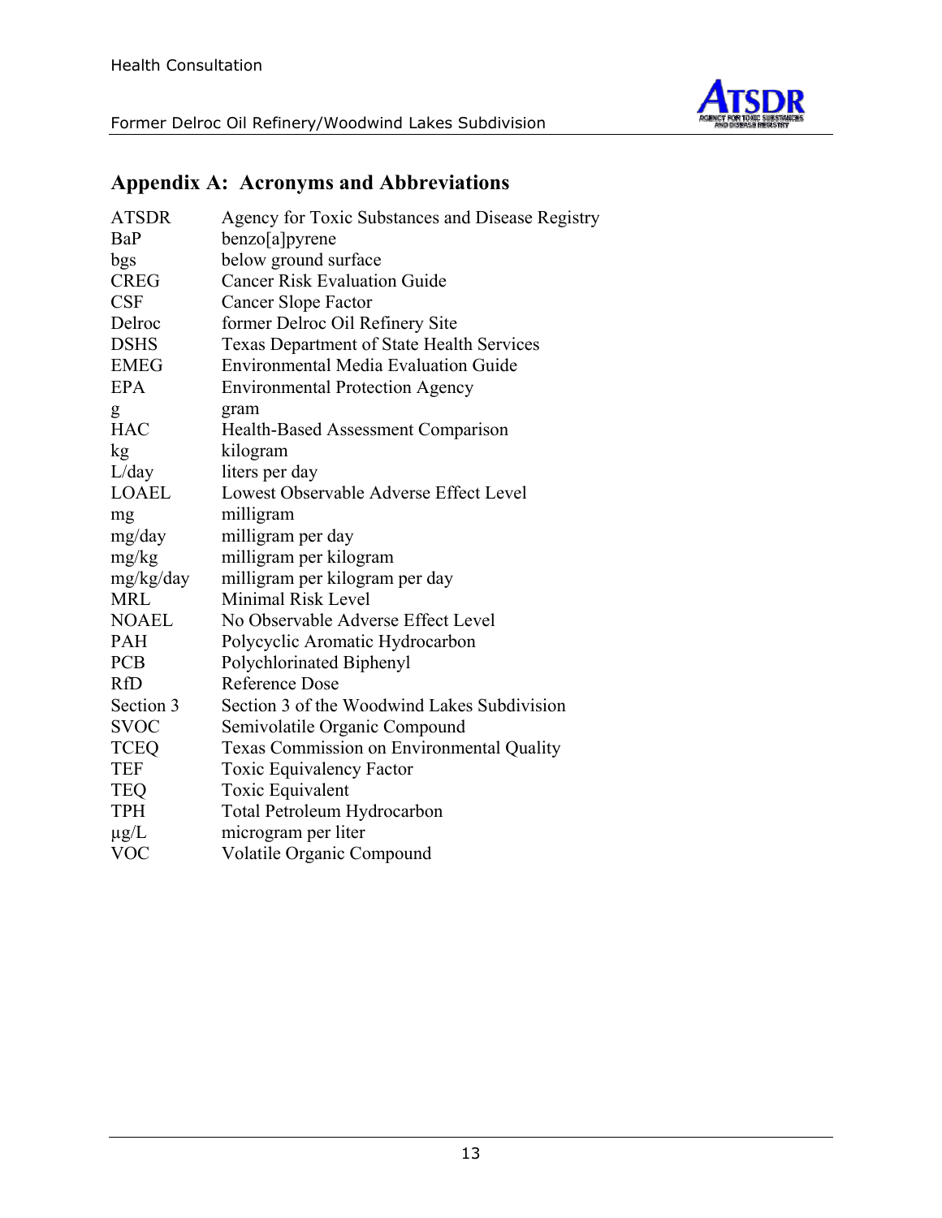## Appendix A: Acronyms and Abbreviations

| | |
|---|---|
| ATSDR | Agency for Toxic Substances and Disease Registry |
| BaP | benzo[a]pyrene |
| bgs | below ground surface |
| CREG | Cancer Risk Evaluation Guide |
| CSF | Cancer Slope Factor |
| Delroc | former Delroc Oil Refinery Site |
| DSHS | Texas Department of State Health Services |
| EMEG | Environmental Media Evaluation Guide |
| EPA | Environmental Protection Agency |
| g | gram |
| HAC | Health-Based Assessment Comparison |
| kg | kilogram |
| L/day | liters per day |
| LOAEL | Lowest Observable Adverse Effect Level |
| mg | milligram |
| mg/day | milligram per day |
| mg/kg | milligram per kilogram |
| mg/kg/day | milligram per kilogram per day |
| MRL | Minimal Risk Level |
| NOAEL | No Observable Adverse Effect Level |
| PAH | Polycyclic Aromatic Hydrocarbon |
| PCB | Polychlorinated Biphenyl |
| RfD | Reference Dose |
| Section 3 | Section 3 of the Woodwind Lakes Subdivision |
| SVOC | Semivolatile Organic Compound |
| TCEQ | Texas Commission on Environmental Quality |
| TEF | Toxic Equivalency Factor |
| TEQ | Toxic Equivalent |
| TPH | Total Petroleum Hydrocarbon |
| µg/L | microgram per liter |
| VOC | Volatile Organic Compound |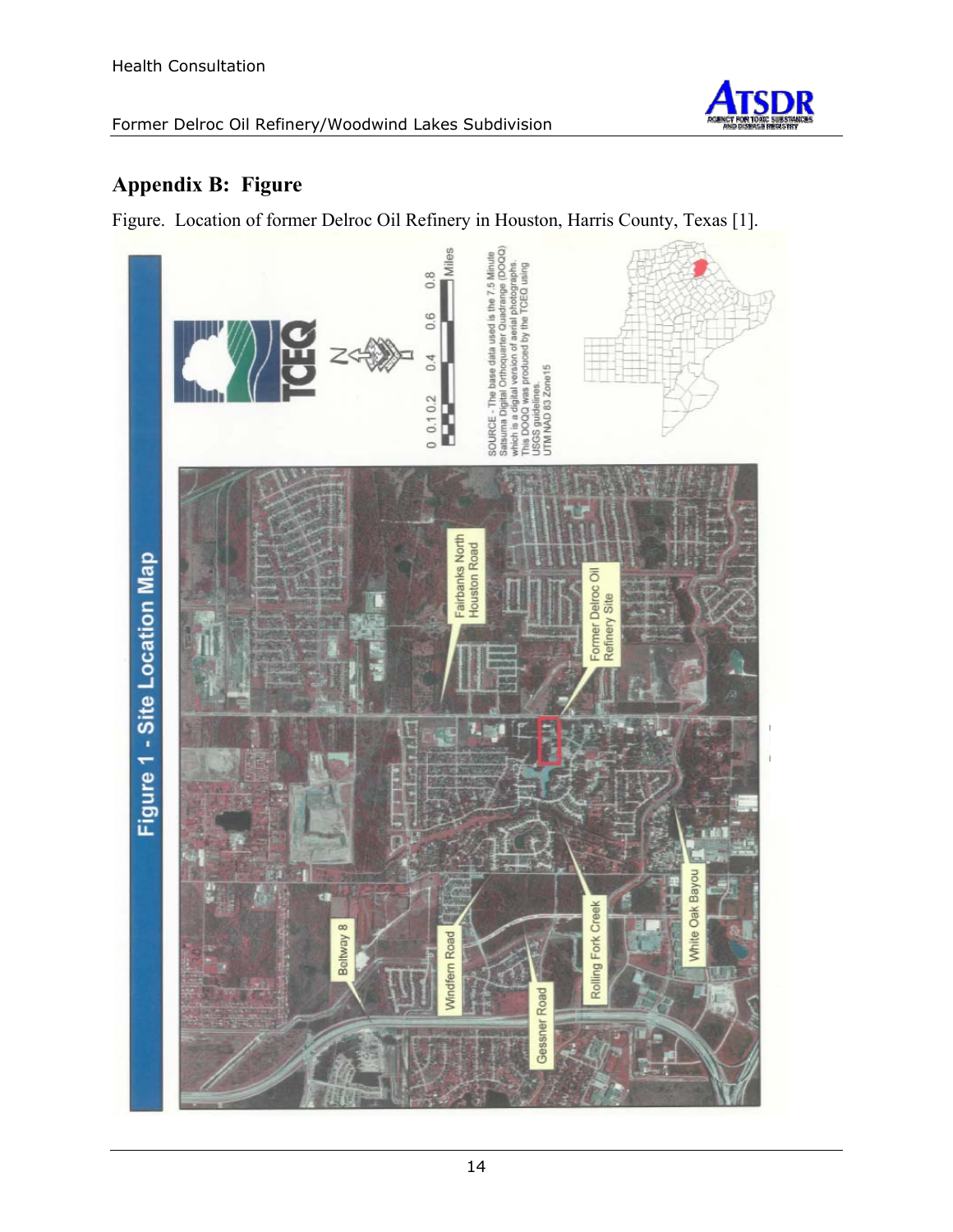## Appendix B: Figure

Figure. Location of former Delroc Oil Refinery in Houston, Harris County, Texas [1].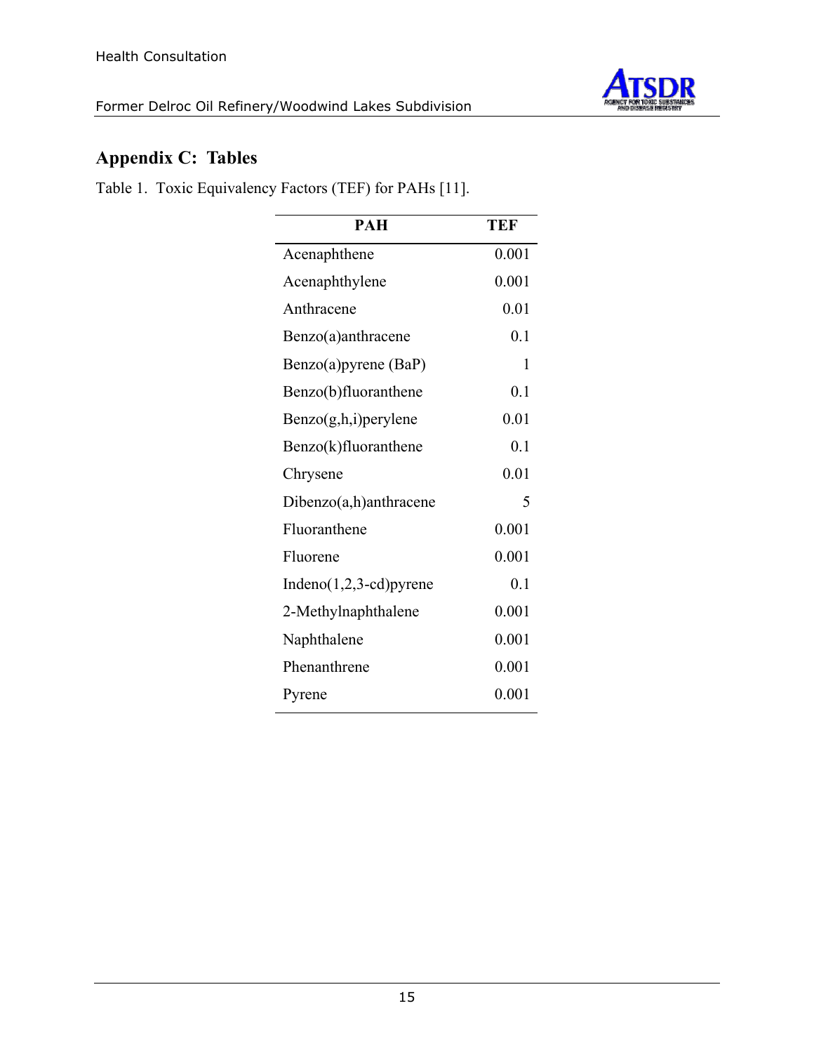## Appendix C: Tables

Table 1. Toxic Equivalency Factors (TEF) for PAHs [11].

| PAH | TEF |
|---|---|
| Acenaphthene | 0.001 |
| Acenaphthylene | 0.001 |
| Anthracene | 0.01 |
| Benzo(a)anthracene | 0.1 |
| Benzo(a)pyrene (BaP) | 1 |
| Benzo(b)fluoranthene | 0.1 |
| Benzo(g,h,i)perylene | 0.01 |
| Benzo(k)fluoranthene | 0.1 |
| Chrysene | 0.01 |
| Dibenzo(a,h)anthracene | 5 |
| Fluoranthene | 0.001 |
| Fluorene | 0.001 |
| Indeno(1,2,3-cd)pyrene | 0.1 |
| 2-Methylnaphthalene | 0.001 |
| Naphthalene | 0.001 |
| Phenanthrene | 0.001 |
| Pyrene | 0.001 |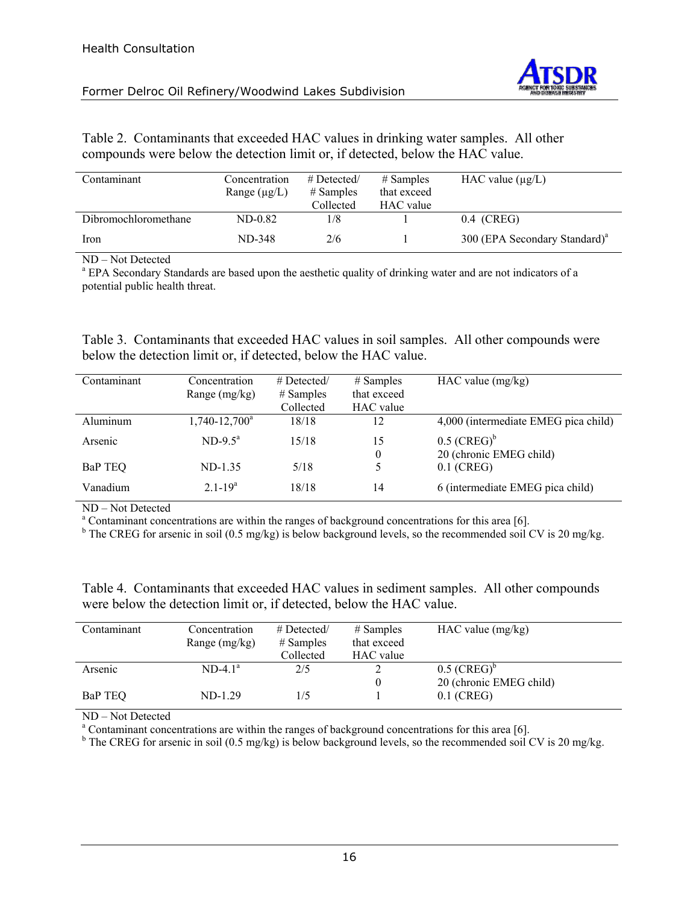Table 2. Contaminants that exceeded HAC values in drinking water samples. All other compounds were below the detection limit or, if detected, below the HAC value.

| Contaminant | Concentration Range (µg/L) | # Detected/ # Samples Collected | # Samples that exceed HAC value | HAC value (µg/L) |
|---|---|---|---|---|
| Dibromochloromethane | ND-0.82 | 1/8 | 1 | 0.4 (CREG) |
| Iron | ND-348 | 2/6 | 1 | 300 (EPA Secondary Standard)[a] |

ND – Not Detected

[a] EPA Secondary Standards are based upon the aesthetic quality of drinking water and are not indicators of a potential public health threat.

Table 3. Contaminants that exceeded HAC values in soil samples. All other compounds were below the detection limit or, if detected, below the HAC value.

| Contaminant | Concentration Range (mg/kg) | # Detected/ # Samples Collected | # Samples that exceed HAC value | HAC value (mg/kg) |
|---|---|---|---|---|
| Aluminum | 1,740-12,700[a] | 18/18 | 12 | 4,000 (intermediate EMEG pica child) |
| Arsenic | ND-9.5[a] | 15/18 | 15<br>0 | 0.5 (CREG)[b]<br>20 (chronic EMEG child) |
| BaP TEQ | ND-1.35 | 5/18 | 5 | 0.1 (CREG) |
| Vanadium | 2.1-19[a] | 18/18 | 14 | 6 (intermediate EMEG pica child) |

ND – Not Detected

[a] Contaminant concentrations are within the ranges of background concentrations for this area [6].

[b] The CREG for arsenic in soil (0.5 mg/kg) is below background levels, so the recommended soil CV is 20 mg/kg.

Table 4. Contaminants that exceeded HAC values in sediment samples. All other compounds were below the detection limit or, if detected, below the HAC value.

| Contaminant | Concentration Range (mg/kg) | # Detected/ # Samples Collected | # Samples that exceed HAC value | HAC value (mg/kg) |
|---|---|---|---|---|
| Arsenic | ND-4.1[a] | 2/5 | 2<br>0 | 0.5 (CREG)[b]<br>20 (chronic EMEG child) |
| BaP TEQ | ND-1.29 | 1/5 | 1 | 0.1 (CREG) |

ND – Not Detected

[a] Contaminant concentrations are within the ranges of background concentrations for this area [6].

[b] The CREG for arsenic in soil (0.5 mg/kg) is below background levels, so the recommended soil CV is 20 mg/kg.